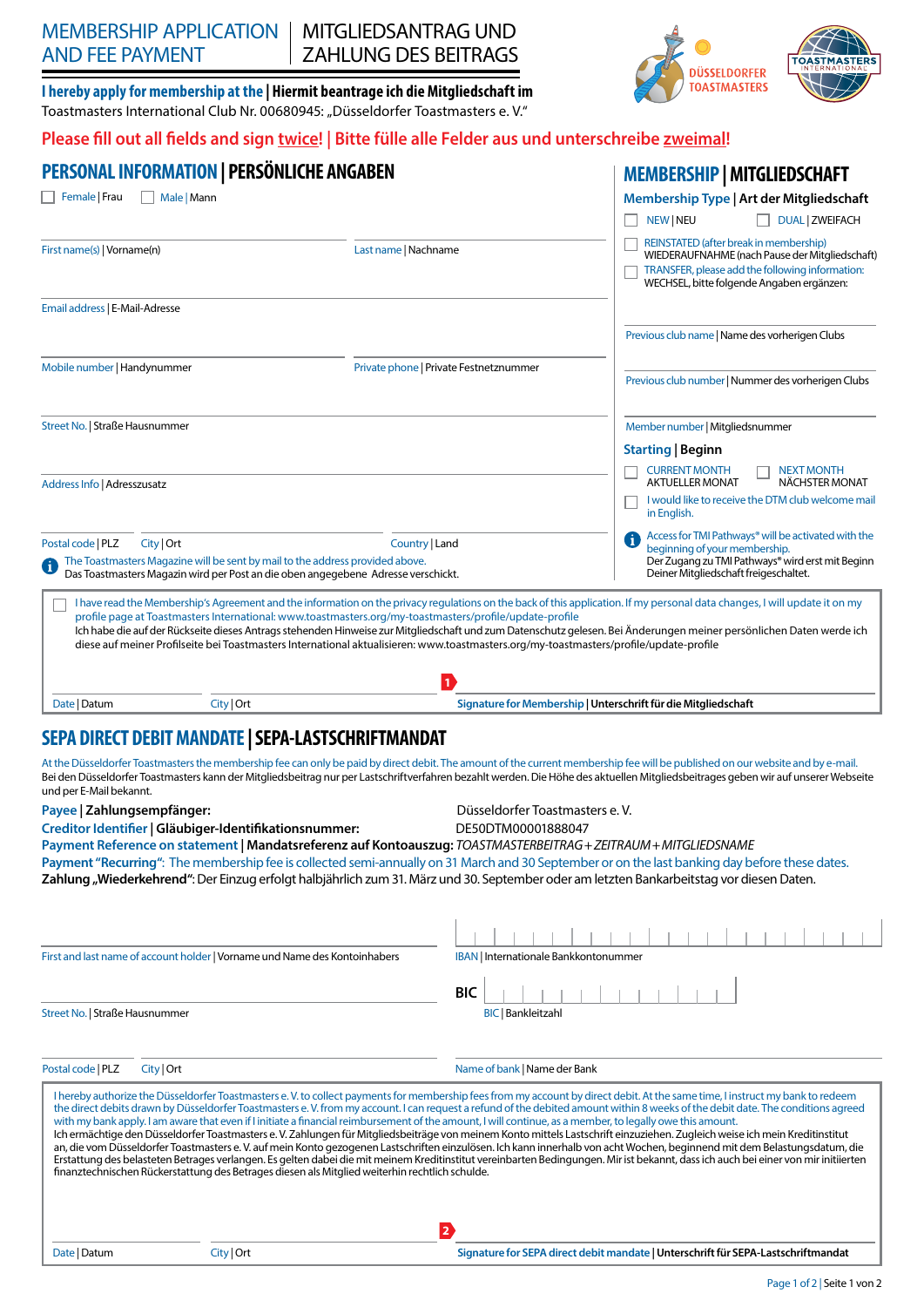# MEMBERSHIP APPLICATION AND FEE PAYMENT | MITGLIEDSANTRAG UND ZAHLUNG DES BEITRAGS

DÜSSELDORFER TOASTMASTERS

TOASTMASTERS INTERNATIONAL

**I hereby apply for membership at the | Hiermit beantrage ich die Mitgliedschaft im**
Toastmasters International Club Nr. 00680945: „Düsseldorfer Toastmasters e. V."

**Please fill out all fields and sign twice! | Bitte fülle alle Felder aus und unterschreibe zweimal!**

## PERSONAL INFORMATION | PERSÖNLICHE ANGABEN

☐ Female | Frau ☐ Male | Mann

First name(s) | Vorname(n)

Last name | Nachname

Email address | E-Mail-Adresse

Mobile number | Handynummer

Private phone | Private Festnetznummer

Street No. | Straße Hausnummer

Address Info | Adresszusatz

Postal code | PLZ

City | Ort

Country | Land

The Toastmasters Magazine will be sent by mail to the address provided above.
Das Toastmasters Magazin wird per Post an die oben angegebene Adresse verschickt.

## MEMBERSHIP | MITGLIEDSCHAFT

### Membership Type | Art der Mitgliedschaft

☐ NEW | NEU ☐ DUAL | ZWEIFACH

☐ REINSTATED (after break in membership) WIEDERAUFNAHME (nach Pause der Mitgliedschaft)

☐ TRANSFER, please add the following information: WECHSEL, bitte folgende Angaben ergänzen:

Previous club name | Name des vorherigen Clubs

Previous club number | Nummer des vorherigen Clubs

Member number | Mitgliedsnummer

### Starting | Beginn

☐ CURRENT MONTH AKTUELLER MONAT ☐ NEXT MONTH NÄCHSTER MONAT

☐ I would like to receive the DTM club welcome mail in English.

Access for TMI Pathways® will be activated with the beginning of your membership.
Der Zugang zu TMI Pathways® wird erst mit Beginn Deiner Mitgliedschaft freigeschaltet.

☐ I have read the Membership's Agreement and the information on the privacy regulations on the back of this application. If my personal data changes, I will update it on my profile page at Toastmasters International: www.toastmasters.org/my-toastmasters/profile/update-profile
Ich habe die auf der Rückseite dieses Antrags stehenden Hinweise zur Mitgliedschaft und zum Datenschutz gelesen. Bei Änderungen meiner persönlichen Daten werde ich diese auf meiner Profilseite bei Toastmasters International aktualisieren: www.toastmasters.org/my-toastmasters/profile/update-profile

Date | Datum

City | Ort

1 **Signature for Membership | Unterschrift für die Mitgliedschaft**

## SEPA DIRECT DEBIT MANDATE | SEPA-LASTSCHRIFTMANDAT

At the Düsseldorfer Toastmasters the membership fee can only be paid by direct debit. The amount of the current membership fee will be published on our website and by e-mail.
Bei den Düsseldorfer Toastmasters kann der Mitgliedsbeitrag nur per Lastschriftverfahren bezahlt werden. Die Höhe des aktuellen Mitgliedsbeitrages geben wir auf unserer Webseite und per E-Mail bekannt.

**Payee | Zahlungsempfänger:** Düsseldorfer Toastmasters e. V.
**Creditor Identifier | Gläubiger-Identifikationsnummer:** DE50DTM00001888047
**Payment Reference on statement | Mandatsreferenz auf Kontoauszug:** *TOASTMASTERBEITRAG + ZEITRAUM + MITGLIEDSNAME*
**Payment "Recurring":** The membership fee is collected semi-annually on 31 March and 30 September or on the last banking day before these dates.
**Zahlung „Wiederkehrend":** Der Einzug erfolgt halbjährlich zum 31. März und 30. September oder am letzten Bankarbeitstag vor diesen Daten.

First and last name of account holder | Vorname und Name des Kontoinhabers

IBAN | Internationale Bankkontonummer

Street No. | Straße Hausnummer

BIC | Bankleitzahl

Postal code | PLZ

City | Ort

Name of bank | Name der Bank

I hereby authorize the Düsseldorfer Toastmasters e. V. to collect payments for membership fees from my account by direct debit. At the same time, I instruct my bank to redeem the direct debits drawn by Düsseldorfer Toastmasters e. V. from my account. I can request a refund of the debited amount within 8 weeks of the debit date. The conditions agreed with my bank apply. I am aware that even if I initiate a financial reimbursement of the amount, I will continue, as a member, to legally owe this amount.
Ich ermächtige den Düsseldorfer Toastmasters e. V. Zahlungen für Mitgliedsbeiträge von meinem Konto mittels Lastschrift einzuziehen. Zugleich weise ich mein Kreditinstitut an, die vom Düsseldorfer Toastmasters e. V. auf mein Konto gezogenen Lastschriften einzulösen. Ich kann innerhalb von acht Wochen, beginnend mit dem Belastungsdatum, die Erstattung des belasteten Betrages verlangen. Es gelten dabei die mit meinem Kreditinstitut vereinbarten Bedingungen. Mir ist bekannt, dass ich auch bei einer von mir initiierten finanztechnischen Rückerstattung des Betrages diesen als Mitglied weiterhin rechtlich schulde.

Date | Datum

City | Ort

2 **Signature for SEPA direct debit mandate | Unterschrift für SEPA-Lastschriftmandat**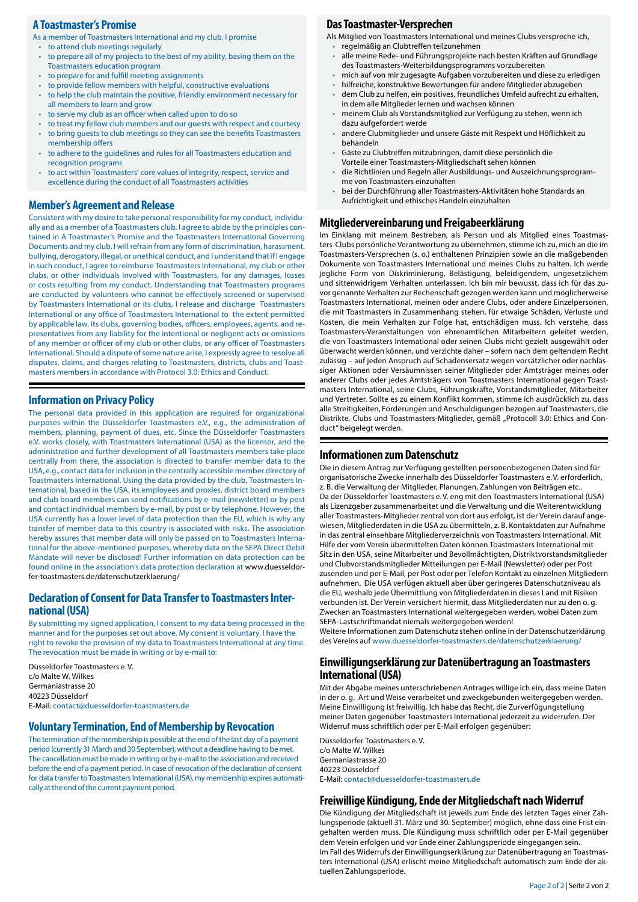## A Toastmaster's Promise

As a member of Toastmasters International and my club, I promise

- to attend club meetings regularly
- to prepare all of my projects to the best of my ability, basing them on the Toastmasters education program
- to prepare for and fulfill meeting assignments
- to provide fellow members with helpful, constructive evaluations
- to help the club maintain the positive, friendly environment necessary for all members to learn and grow
- to serve my club as an officer when called upon to do so
- to treat my fellow club members and our guests with respect and courtesy
- to bring guests to club meetings so they can see the benefits Toastmasters membership offers
- to adhere to the guidelines and rules for all Toastmasters education and recognition programs
- to act within Toastmasters' core values of integrity, respect, service and excellence during the conduct of all Toastmasters activities

## Member's Agreement and Release

Consistent with my desire to take personal responsibility for my conduct, individually and as a member of a Toastmasters club, I agree to abide by the principles contained in A Toastmaster's Promise and the Toastmasters International Governing Documents and my club. I will refrain from any form of discrimination, harassment, bullying, derogatory, illegal, or unethical conduct, and I understand that if I engage in such conduct, I agree to reimburse Toastmasters International, my club or other clubs, or other individuals involved with Toastmasters, for any damages, losses or costs resulting from my conduct. Understanding that Toastmasters programs are conducted by volunteers who cannot be effectively screened or supervised by Toastmasters International or its clubs, I release and discharge Toastmasters International or any office of Toastmasters International to the extent permitted by applicable law, its clubs, governing bodies, officers, employees, agents, and representatives from any liability for the intentional or negligent acts or omissions of any member or officer of my club or other clubs, or any officer of Toastmasters International. Should a dispute of some nature arise, I expressly agree to resolve all disputes, claims, and charges relating to Toastmasters, districts, clubs and Toastmasters members in accordance with Protocol 3.0: Ethics and Conduct.

## Information on Privacy Policy

The personal data provided in this application are required for organizational purposes within the Düsseldorfer Toastmasters e.V., e.g., the administration of members, planning, payment of dues, etc. Since the Düsseldorfer Toastmasters e.V. works closely, with Toastmasters International (USA) as the licensor, and the administration and further development of all Toastmasters members take place centrally from there, the association is directed to transfer member data to the USA, e.g., contact data for inclusion in the centrally accessible member directory of Toastmasters International. Using the data provided by the club, Toastmasters International, based in the USA, its employees and proxies, district board members and club board members can send notifications by e-mail (newsletter) or by post and contact individual members by e-mail, by post or by telephone. However, the USA currently has a lower level of data protection than the EU, which is why any transfer of member data to this country is associated with risks. The association hereby assures that member data will only be passed on to Toastmasters International for the above-mentioned purposes, whereby data on the SEPA Direct Debit Mandate will never be disclosed! Further information on data protection can be found online in the association's data protection declaration at www.duesseldorfer-toastmasters.de/datenschutzerklaerung/

## Declaration of Consent for Data Transfer to Toastmasters International (USA)

By submitting my signed application, I consent to my data being processed in the manner and for the purposes set out above. My consent is voluntary. I have the right to revoke the provision of my data to Toastmasters International at any time. The revocation must be made in writing or by e-mail to:

Düsseldorfer Toastmasters e. V.
c/o Malte W. Wilkes
Germaniastrasse 20
40223 Düsseldorf
E-Mail: contact@duesseldorfer-toastmasters.de

## Voluntary Termination, End of Membership by Revocation

The termination of the membership is possible at the end of the last day of a payment period (currently 31 March and 30 September), without a deadline having to be met. The cancellation must be made in writing or by e-mail to the association and received before the end of a payment period. In case of revocation of the declaration of consent for data transfer to Toastmasters International (USA), my membership expires automatically at the end of the current payment period.

## Das Toastmaster-Versprechen

Als Mitglied von Toastmasters International und meines Clubs verspreche ich,

- regelmäßig an Clubtreffen teilzunehmen
- alle meine Rede- und Führungsprojekte nach besten Kräften auf Grundlage des Toastmasters-Weiterbildungsprogramms vorzubereiten
- mich auf von mir zugesagte Aufgaben vorzubereiten und diese zu erledigen
- hilfreiche, konstruktive Bewertungen für andere Mitglieder abzugeben
- dem Club zu helfen, ein positives, freundliches Umfeld aufrecht zu erhalten, in dem alle Mitglieder lernen und wachsen können
- meinem Club als Vorstandsmitglied zur Verfügung zu stehen, wenn ich dazu aufgefordert werde
- andere Clubmitglieder und unsere Gäste mit Respekt und Höflichkeit zu behandeln
- Gäste zu Clubtreffen mitzubringen, damit diese persönlich die Vorteile einer Toastmasters-Mitgliedschaft sehen können
- die Richtlinien und Regeln aller Ausbildungs- und Auszeichnungsprogramme von Toastmasters einzuhalten
- bei der Durchführung aller Toastmasters-Aktivitäten hohe Standards an Aufrichtigkeit und ethisches Handeln einzuhalten

## Mitgliedervereinbarung und Freigabeerklärung

Im Einklang mit meinem Bestreben, als Person und als Mitglied eines Toastmasters-Clubs persönliche Verantwortung zu übernehmen, stimme ich zu, mich an die im Toastmasters-Versprechen (s. o.) enthaltenen Prinzipien sowie an die maßgebenden Dokumente von Toastmasters International und meines Clubs zu halten. Ich werde jegliche Form von Diskriminierung, Belästigung, beleidigendem, ungesetzlichem und sittenwidrigem Verhalten unterlassen. Ich bin mir bewusst, dass ich für das zuvor genannte Verhalten zur Rechenschaft gezogen werden kann und möglicherweise Toastmasters International, meinen oder andere Clubs, oder andere Einzelpersonen, die mit Toastmasters in Zusammenhang stehen, für etwaige Schäden, Verluste und Kosten, die mein Verhalten zur Folge hat, entschädigen muss. Ich verstehe, dass Toastmasters-Veranstaltungen von ehrenamtlichen Mitarbeitern geleitet werden, die von Toastmasters International oder seinen Clubs nicht gezielt ausgewählt oder überwacht werden können, und verzichte daher – sofern nach dem geltendem Recht zulässig – auf jeden Anspruch auf Schadensersatz wegen vorsätzlicher oder nachlässiger Aktionen oder Versäumnissen seiner Mitglieder oder Amtsträger meines oder anderer Clubs oder jedes Amtsträgers von Toastmasters International gegen Toastmasters International, seine Clubs, Führungskräfte, Vorstandsmitglieder, Mitarbeiter und Vertreter. Sollte es zu einem Konflikt kommen, stimme ich ausdrücklich zu, dass alle Streitigkeiten, Forderungen und Anschuldigungen bezogen auf Toastmasters, die Distrikte, Clubs und Toastmasters-Mitglieder, gemäß „Protocoll 3.0: Ethics and Conduct" beigelegt werden.

## Informationen zum Datenschutz

Die in diesem Antrag zur Verfügung gestellten personenbezogenen Daten sind für organisatorische Zwecke innerhalb des Düsseldorfer Toastmasters e. V. erforderlich, z. B. die Verwaltung der Mitglieder, Planungen, Zahlungen von Beiträgen etc..
Da der Düsseldorfer Toastmasters e. V. eng mit den Toastmasters International (USA) als Lizenzgeber zusammenarbeitet und die Verwaltung und die Weiterentwicklung aller Toastmasters-Mitglieder zentral von dort aus erfolgt, ist der Verein darauf angewiesen, Mitgliederdaten in die USA zu übermitteln, z. B. Kontaktdaten zur Aufnahme in das zentral einsehbare Mitgliederverzeichnis von Toastmasters International. Mit Hilfe der vom Verein übermittelten Daten können Toastmasters International mit Sitz in den USA, seine Mitarbeiter und Bevollmächtigten, Distriktvorstandsmitglieder und Clubvorstandsmitglieder Mitteilungen per E-Mail (Newsletter) oder per Post zusenden und per E-Mail, per Post oder per Telefon Kontakt zu einzelnen Mitgliedern aufnehmen. Die USA verfügen aktuell aber über geringeres Datenschutzniveau als die EU, weshalb jede Übermittlung von Mitgliederdaten in dieses Land mit Risiken verbunden ist. Der Verein versichert hiermit, dass Mitgliederdaten nur zu den o. g. Zwecken an Toastmasters International weitergegeben werden, wobei Daten zum SEPA-Lastschriftmandat niemals weitergegeben werden!
Weitere Informationen zum Datenschutz stehen online in der Datenschutzerklärung des Vereins auf www.duesseldorfer-toastmasters.de/datenschutzerklaerung/

## Einwilligungserklärung zur Datenübertragung an Toastmasters International (USA)

Mit der Abgabe meines unterschriebenen Antrages willige ich ein, dass meine Daten in der o. g. Art und Weise verarbeitet und zweckgebunden weitergegeben werden. Meine Einwilligung ist freiwillig. Ich habe das Recht, die Zurverfügungstellung meiner Daten gegenüber Toastmasters International jederzeit zu widerrufen. Der Widerruf muss schriftlich oder per E-Mail erfolgen gegenüber:

Düsseldorfer Toastmasters e. V.
c/o Malte W. Wilkes
Germaniastrasse 20
40223 Düsseldorf
E-Mail: contact@duesseldorfer-toastmasters.de

## Freiwillige Kündigung, Ende der Mitgliedschaft nach Widerruf

Die Kündigung der Mitgliedschaft ist jeweils zum Ende des letzten Tages einer Zahlungsperiode (aktuell 31. März und 30. September) möglich, ohne dass eine Frist eingehalten werden muss. Die Kündigung muss schriftlich oder per E-Mail gegenüber dem Verein erfolgen und vor Ende einer Zahlungsperiode eingegangen sein.
Im Fall des Widerrufs der Einwilligungserklärung zur Datenübertragung an Toastmasters International (USA) erlischt meine Mitgliedschaft automatisch zum Ende der aktuellen Zahlungsperiode.